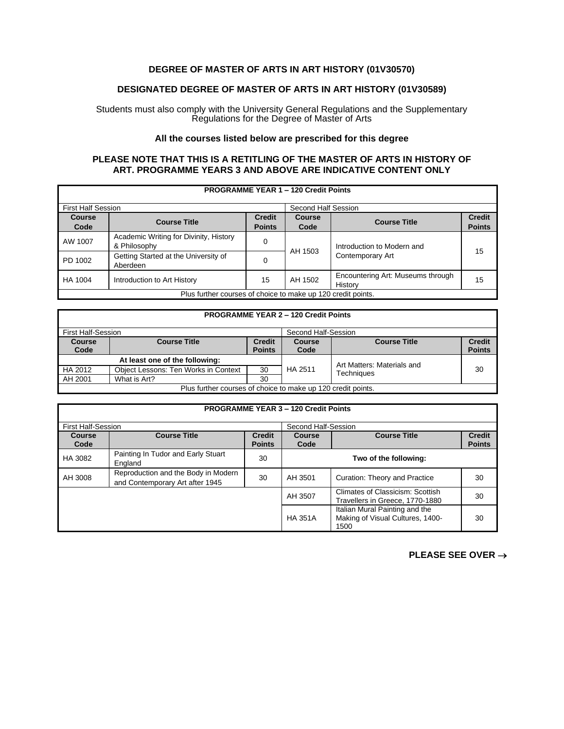## DEGREE OF MASTER OF ARTS IN ART HISTORY (01V30570)

## DESIGNATED DEGREE OF MASTER OF ARTS IN ART HISTORY (01V30589)

Students must also comply with the University General Regulations and the Supplementary Regulations for the Degree of Master of Arts

**All the courses listed below are prescribed for this degree**

**PLEASE NOTE THAT THIS IS A RETITLING OF THE MASTER OF ARTS IN HISTORY OF ART. PROGRAMME YEARS 3 AND ABOVE ARE INDICATIVE CONTENT ONLY**

| **PROGRAMME YEAR 1 – 120 Credit Points** | | | | | |
|---|---|---|---|---|---|
| First Half Session | | | Second Half Session | | |
| **Course Code** | **Course Title** | **Credit Points** | **Course Code** | **Course Title** | **Credit Points** |
| AW 1007 | Academic Writing for Divinity, History & Philosophy | 0 | AH 1503 | Introduction to Modern and Contemporary Art | 15 |
| PD 1002 | Getting Started at the University of Aberdeen | 0 | | | |
| HA 1004 | Introduction to Art History | 15 | AH 1502 | Encountering Art: Museums through History | 15 |
| Plus further courses of choice to make up 120 credit points. | | | | | |

| **PROGRAMME YEAR 2 – 120 Credit Points** | | | | | |
|---|---|---|---|---|---|
| First Half-Session | | | Second Half-Session | | |
| **Course Code** | **Course Title** | **Credit Points** | **Course Code** | **Course Title** | **Credit Points** |
| **At least one of the following:** | | | HA 2511 | Art Matters: Materials and Techniques | 30 |
| HA 2012 | Object Lessons: Ten Works in Context | 30 | | | |
| AH 2001 | What is Art? | 30 | | | |
| Plus further courses of choice to make up 120 credit points. | | | | | |

| **PROGRAMME YEAR 3 – 120 Credit Points** | | | | | |
|---|---|---|---|---|---|
| First Half-Session | | | Second Half-Session | | |
| **Course Code** | **Course Title** | **Credit Points** | **Course Code** | **Course Title** | **Credit Points** |
| HA 3082 | Painting In Tudor and Early Stuart England | 30 | **Two of the following:** | | |
| AH 3008 | Reproduction and the Body in Modern and Contemporary Art after 1945 | 30 | AH 3501 | Curation: Theory and Practice | 30 |
| | | | AH 3507 | Climates of Classicism: Scottish Travellers in Greece, 1770-1880 | 30 |
| | | | HA 351A | Italian Mural Painting and the Making of Visual Cultures, 1400-1500 | 30 |

**PLEASE SEE OVER →**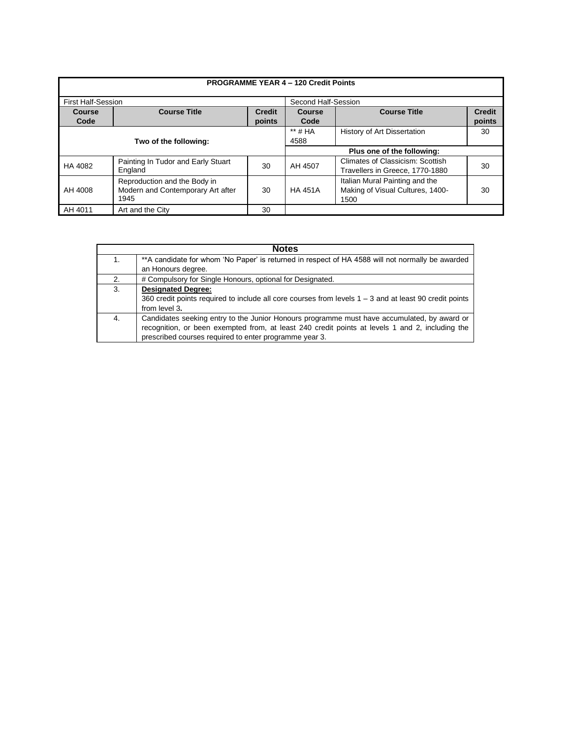| PROGRAMME YEAR 4 – 120 Credit Points | | | | | |
|---|---|---|---|---|---|
| First Half-Session | | | Second Half-Session | | |
| **Course Code** | **Course Title** | **Credit points** | **Course Code** | **Course Title** | **Credit points** |
| **Two of the following:** | | | ** # HA 4588 | History of Art Dissertation | 30 |
| | | | **Plus one of the following:** | | |
| HA 4082 | Painting In Tudor and Early Stuart England | 30 | AH 4507 | Climates of Classicism: Scottish Travellers in Greece, 1770-1880 | 30 |
| AH 4008 | Reproduction and the Body in Modern and Contemporary Art after 1945 | 30 | HA 451A | Italian Mural Painting and the Making of Visual Cultures, 1400-1500 | 30 |
| AH 4011 | Art and the City | 30 | | | |

| Notes | |
|---|---|
| 1. | **A candidate for whom 'No Paper' is returned in respect of HA 4588 will not normally be awarded an Honours degree. |
| 2. | # Compulsory for Single Honours, optional for Designated. |
| 3. | **Designated Degree:** 360 credit points required to include all core courses from levels 1 – 3 and at least 90 credit points from level 3. |
| 4. | Candidates seeking entry to the Junior Honours programme must have accumulated, by award or recognition, or been exempted from, at least 240 credit points at levels 1 and 2, including the prescribed courses required to enter programme year 3. |